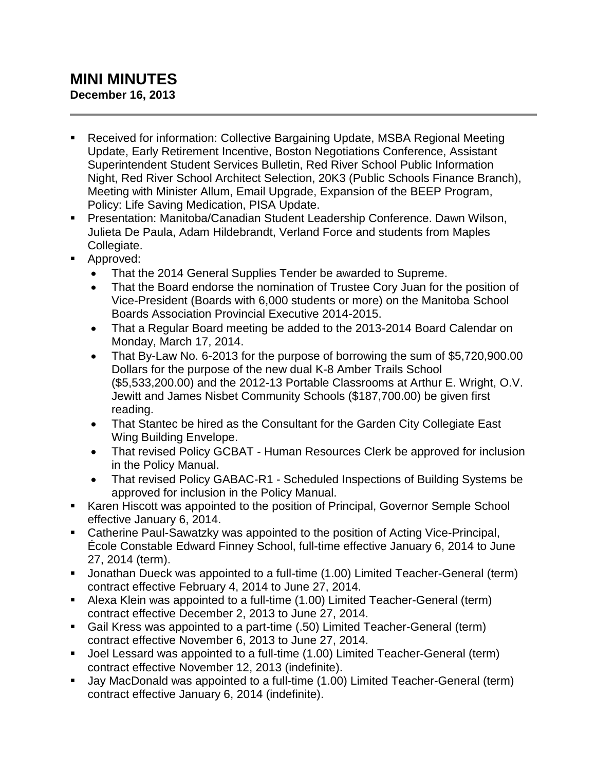# MINI MINUTES
**December 16, 2013**

---

- Received for information: Collective Bargaining Update, MSBA Regional Meeting Update, Early Retirement Incentive, Boston Negotiations Conference, Assistant Superintendent Student Services Bulletin, Red River School Public Information Night, Red River School Architect Selection, 20K3 (Public Schools Finance Branch), Meeting with Minister Allum, Email Upgrade, Expansion of the BEEP Program, Policy: Life Saving Medication, PISA Update.
- Presentation: Manitoba/Canadian Student Leadership Conference. Dawn Wilson, Julieta De Paula, Adam Hildebrandt, Verland Force and students from Maples Collegiate.
- Approved:
  - That the 2014 General Supplies Tender be awarded to Supreme.
  - That the Board endorse the nomination of Trustee Cory Juan for the position of Vice-President (Boards with 6,000 students or more) on the Manitoba School Boards Association Provincial Executive 2014-2015.
  - That a Regular Board meeting be added to the 2013-2014 Board Calendar on Monday, March 17, 2014.
  - That By-Law No. 6-2013 for the purpose of borrowing the sum of $5,720,900.00 Dollars for the purpose of the new dual K-8 Amber Trails School ($5,533,200.00) and the 2012-13 Portable Classrooms at Arthur E. Wright, O.V. Jewitt and James Nisbet Community Schools ($187,700.00) be given first reading.
  - That Stantec be hired as the Consultant for the Garden City Collegiate East Wing Building Envelope.
  - That revised Policy GCBAT - Human Resources Clerk be approved for inclusion in the Policy Manual.
  - That revised Policy GABAC-R1 - Scheduled Inspections of Building Systems be approved for inclusion in the Policy Manual.
- Karen Hiscott was appointed to the position of Principal, Governor Semple School effective January 6, 2014.
- Catherine Paul-Sawatzky was appointed to the position of Acting Vice-Principal, École Constable Edward Finney School, full-time effective January 6, 2014 to June 27, 2014 (term).
- Jonathan Dueck was appointed to a full-time (1.00) Limited Teacher-General (term) contract effective February 4, 2014 to June 27, 2014.
- Alexa Klein was appointed to a full-time (1.00) Limited Teacher-General (term) contract effective December 2, 2013 to June 27, 2014.
- Gail Kress was appointed to a part-time (.50) Limited Teacher-General (term) contract effective November 6, 2013 to June 27, 2014.
- Joel Lessard was appointed to a full-time (1.00) Limited Teacher-General (term) contract effective November 12, 2013 (indefinite).
- Jay MacDonald was appointed to a full-time (1.00) Limited Teacher-General (term) contract effective January 6, 2014 (indefinite).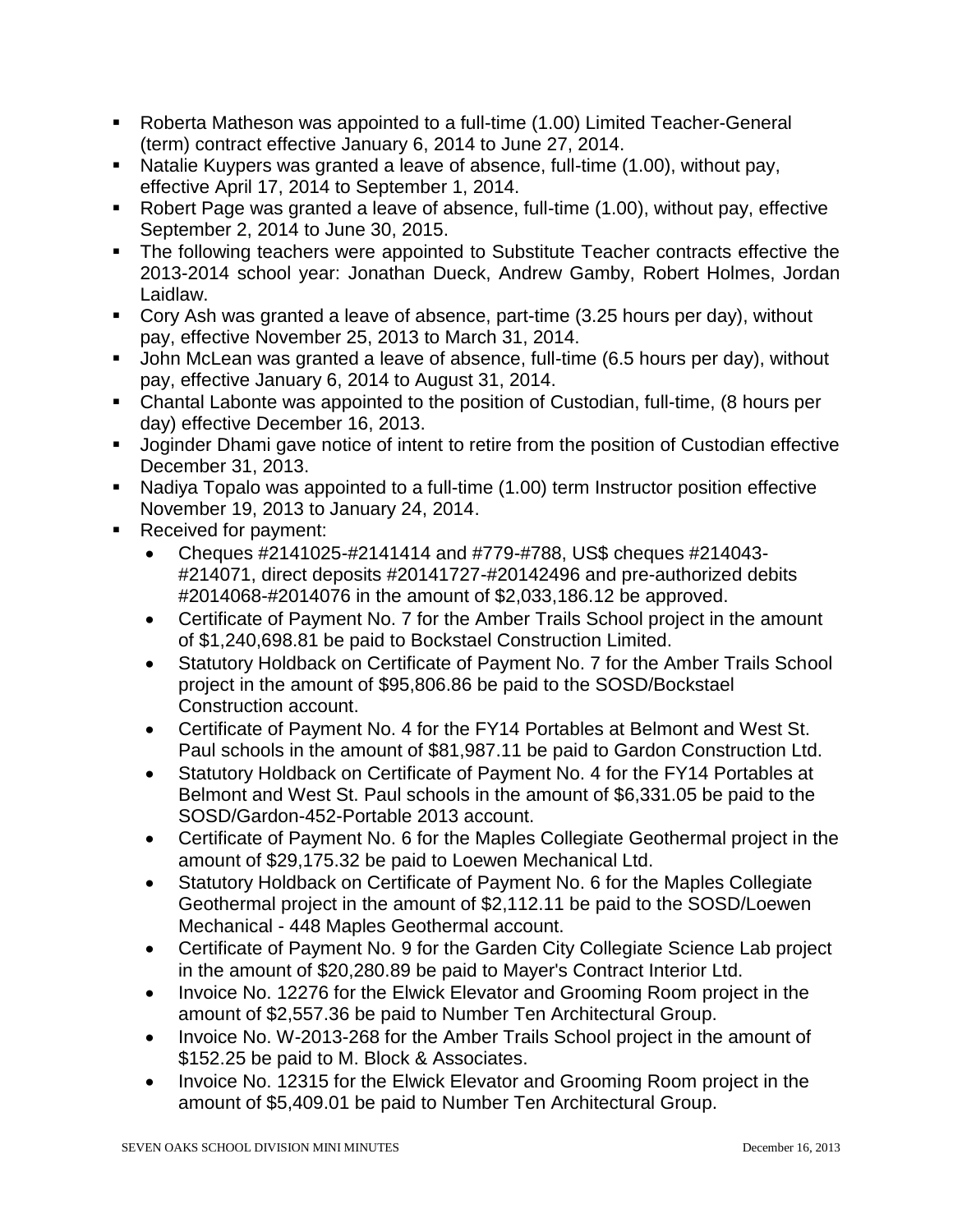- Roberta Matheson was appointed to a full-time (1.00) Limited Teacher-General (term) contract effective January 6, 2014 to June 27, 2014.
- Natalie Kuypers was granted a leave of absence, full-time (1.00), without pay, effective April 17, 2014 to September 1, 2014.
- Robert Page was granted a leave of absence, full-time (1.00), without pay, effective September 2, 2014 to June 30, 2015.
- The following teachers were appointed to Substitute Teacher contracts effective the 2013-2014 school year: Jonathan Dueck, Andrew Gamby, Robert Holmes, Jordan Laidlaw.
- Cory Ash was granted a leave of absence, part-time (3.25 hours per day), without pay, effective November 25, 2013 to March 31, 2014.
- John McLean was granted a leave of absence, full-time (6.5 hours per day), without pay, effective January 6, 2014 to August 31, 2014.
- Chantal Labonte was appointed to the position of Custodian, full-time, (8 hours per day) effective December 16, 2013.
- Joginder Dhami gave notice of intent to retire from the position of Custodian effective December 31, 2013.
- Nadiya Topalo was appointed to a full-time (1.00) term Instructor position effective November 19, 2013 to January 24, 2014.
- Received for payment:
  - Cheques #2141025-#2141414 and #779-#788, US$ cheques #214043-#214071, direct deposits #20141727-#20142496 and pre-authorized debits #2014068-#2014076 in the amount of $2,033,186.12 be approved.
  - Certificate of Payment No. 7 for the Amber Trails School project in the amount of $1,240,698.81 be paid to Bockstael Construction Limited.
  - Statutory Holdback on Certificate of Payment No. 7 for the Amber Trails School project in the amount of $95,806.86 be paid to the SOSD/Bockstael Construction account.
  - Certificate of Payment No. 4 for the FY14 Portables at Belmont and West St. Paul schools in the amount of $81,987.11 be paid to Gardon Construction Ltd.
  - Statutory Holdback on Certificate of Payment No. 4 for the FY14 Portables at Belmont and West St. Paul schools in the amount of $6,331.05 be paid to the SOSD/Gardon-452-Portable 2013 account.
  - Certificate of Payment No. 6 for the Maples Collegiate Geothermal project in the amount of $29,175.32 be paid to Loewen Mechanical Ltd.
  - Statutory Holdback on Certificate of Payment No. 6 for the Maples Collegiate Geothermal project in the amount of $2,112.11 be paid to the SOSD/Loewen Mechanical - 448 Maples Geothermal account.
  - Certificate of Payment No. 9 for the Garden City Collegiate Science Lab project in the amount of $20,280.89 be paid to Mayer's Contract Interior Ltd.
  - Invoice No. 12276 for the Elwick Elevator and Grooming Room project in the amount of $2,557.36 be paid to Number Ten Architectural Group.
  - Invoice No. W-2013-268 for the Amber Trails School project in the amount of $152.25 be paid to M. Block & Associates.
  - Invoice No. 12315 for the Elwick Elevator and Grooming Room project in the amount of $5,409.01 be paid to Number Ten Architectural Group.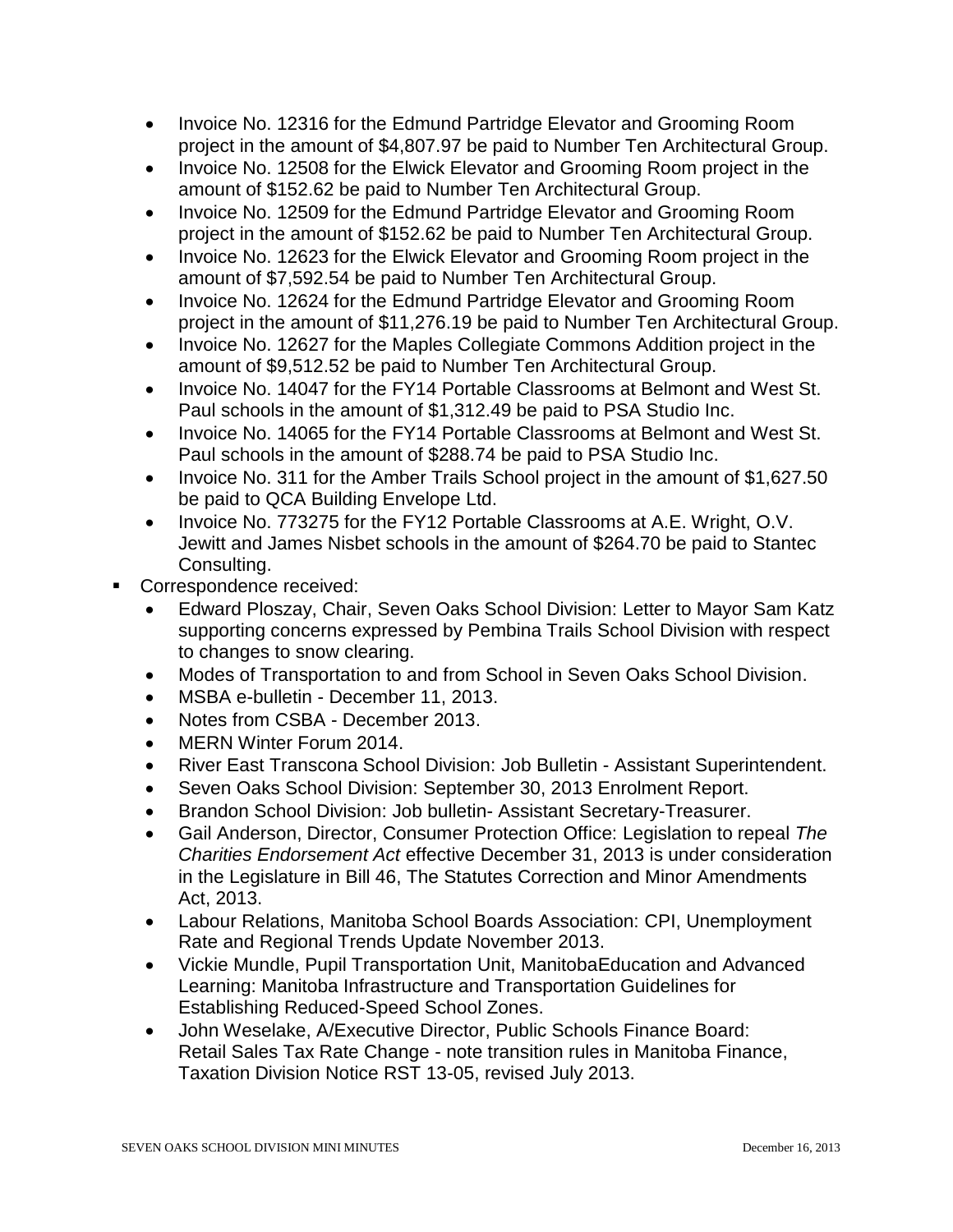- Invoice No. 12316 for the Edmund Partridge Elevator and Grooming Room project in the amount of $4,807.97 be paid to Number Ten Architectural Group.
- Invoice No. 12508 for the Elwick Elevator and Grooming Room project in the amount of $152.62 be paid to Number Ten Architectural Group.
- Invoice No. 12509 for the Edmund Partridge Elevator and Grooming Room project in the amount of $152.62 be paid to Number Ten Architectural Group.
- Invoice No. 12623 for the Elwick Elevator and Grooming Room project in the amount of $7,592.54 be paid to Number Ten Architectural Group.
- Invoice No. 12624 for the Edmund Partridge Elevator and Grooming Room project in the amount of $11,276.19 be paid to Number Ten Architectural Group.
- Invoice No. 12627 for the Maples Collegiate Commons Addition project in the amount of $9,512.52 be paid to Number Ten Architectural Group.
- Invoice No. 14047 for the FY14 Portable Classrooms at Belmont and West St. Paul schools in the amount of $1,312.49 be paid to PSA Studio Inc.
- Invoice No. 14065 for the FY14 Portable Classrooms at Belmont and West St. Paul schools in the amount of $288.74 be paid to PSA Studio Inc.
- Invoice No. 311 for the Amber Trails School project in the amount of $1,627.50 be paid to QCA Building Envelope Ltd.
- Invoice No. 773275 for the FY12 Portable Classrooms at A.E. Wright, O.V. Jewitt and James Nisbet schools in the amount of $264.70 be paid to Stantec Consulting.

- Correspondence received:
  - Edward Ploszay, Chair, Seven Oaks School Division: Letter to Mayor Sam Katz supporting concerns expressed by Pembina Trails School Division with respect to changes to snow clearing.
  - Modes of Transportation to and from School in Seven Oaks School Division.
  - MSBA e-bulletin - December 11, 2013.
  - Notes from CSBA - December 2013.
  - MERN Winter Forum 2014.
  - River East Transcona School Division: Job Bulletin - Assistant Superintendent.
  - Seven Oaks School Division: September 30, 2013 Enrolment Report.
  - Brandon School Division: Job bulletin- Assistant Secretary-Treasurer.
  - Gail Anderson, Director, Consumer Protection Office: Legislation to repeal *The Charities Endorsement Act* effective December 31, 2013 is under consideration in the Legislature in Bill 46, The Statutes Correction and Minor Amendments Act, 2013.
  - Labour Relations, Manitoba School Boards Association: CPI, Unemployment Rate and Regional Trends Update November 2013.
  - Vickie Mundle, Pupil Transportation Unit, ManitobaEducation and Advanced Learning: Manitoba Infrastructure and Transportation Guidelines for Establishing Reduced-Speed School Zones.
  - John Weselake, A/Executive Director, Public Schools Finance Board: Retail Sales Tax Rate Change - note transition rules in Manitoba Finance, Taxation Division Notice RST 13-05, revised July 2013.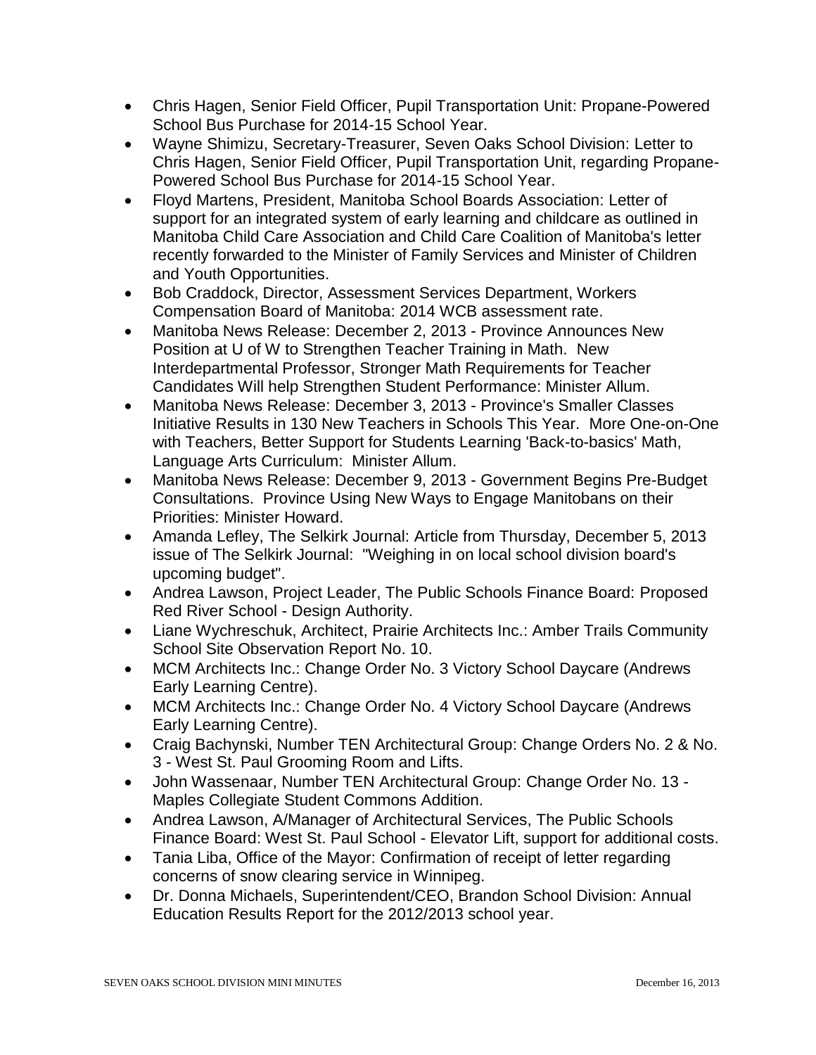- Chris Hagen, Senior Field Officer, Pupil Transportation Unit: Propane-Powered School Bus Purchase for 2014-15 School Year.
- Wayne Shimizu, Secretary-Treasurer, Seven Oaks School Division: Letter to Chris Hagen, Senior Field Officer, Pupil Transportation Unit, regarding Propane-Powered School Bus Purchase for 2014-15 School Year.
- Floyd Martens, President, Manitoba School Boards Association: Letter of support for an integrated system of early learning and childcare as outlined in Manitoba Child Care Association and Child Care Coalition of Manitoba's letter recently forwarded to the Minister of Family Services and Minister of Children and Youth Opportunities.
- Bob Craddock, Director, Assessment Services Department, Workers Compensation Board of Manitoba: 2014 WCB assessment rate.
- Manitoba News Release: December 2, 2013 - Province Announces New Position at U of W to Strengthen Teacher Training in Math. New Interdepartmental Professor, Stronger Math Requirements for Teacher Candidates Will help Strengthen Student Performance: Minister Allum.
- Manitoba News Release: December 3, 2013 - Province's Smaller Classes Initiative Results in 130 New Teachers in Schools This Year. More One-on-One with Teachers, Better Support for Students Learning 'Back-to-basics' Math, Language Arts Curriculum: Minister Allum.
- Manitoba News Release: December 9, 2013 - Government Begins Pre-Budget Consultations. Province Using New Ways to Engage Manitobans on their Priorities: Minister Howard.
- Amanda Lefley, The Selkirk Journal: Article from Thursday, December 5, 2013 issue of The Selkirk Journal: "Weighing in on local school division board's upcoming budget".
- Andrea Lawson, Project Leader, The Public Schools Finance Board: Proposed Red River School - Design Authority.
- Liane Wychreschuk, Architect, Prairie Architects Inc.: Amber Trails Community School Site Observation Report No. 10.
- MCM Architects Inc.: Change Order No. 3 Victory School Daycare (Andrews Early Learning Centre).
- MCM Architects Inc.: Change Order No. 4 Victory School Daycare (Andrews Early Learning Centre).
- Craig Bachynski, Number TEN Architectural Group: Change Orders No. 2 & No. 3 - West St. Paul Grooming Room and Lifts.
- John Wassenaar, Number TEN Architectural Group: Change Order No. 13 - Maples Collegiate Student Commons Addition.
- Andrea Lawson, A/Manager of Architectural Services, The Public Schools Finance Board: West St. Paul School - Elevator Lift, support for additional costs.
- Tania Liba, Office of the Mayor: Confirmation of receipt of letter regarding concerns of snow clearing service in Winnipeg.
- Dr. Donna Michaels, Superintendent/CEO, Brandon School Division: Annual Education Results Report for the 2012/2013 school year.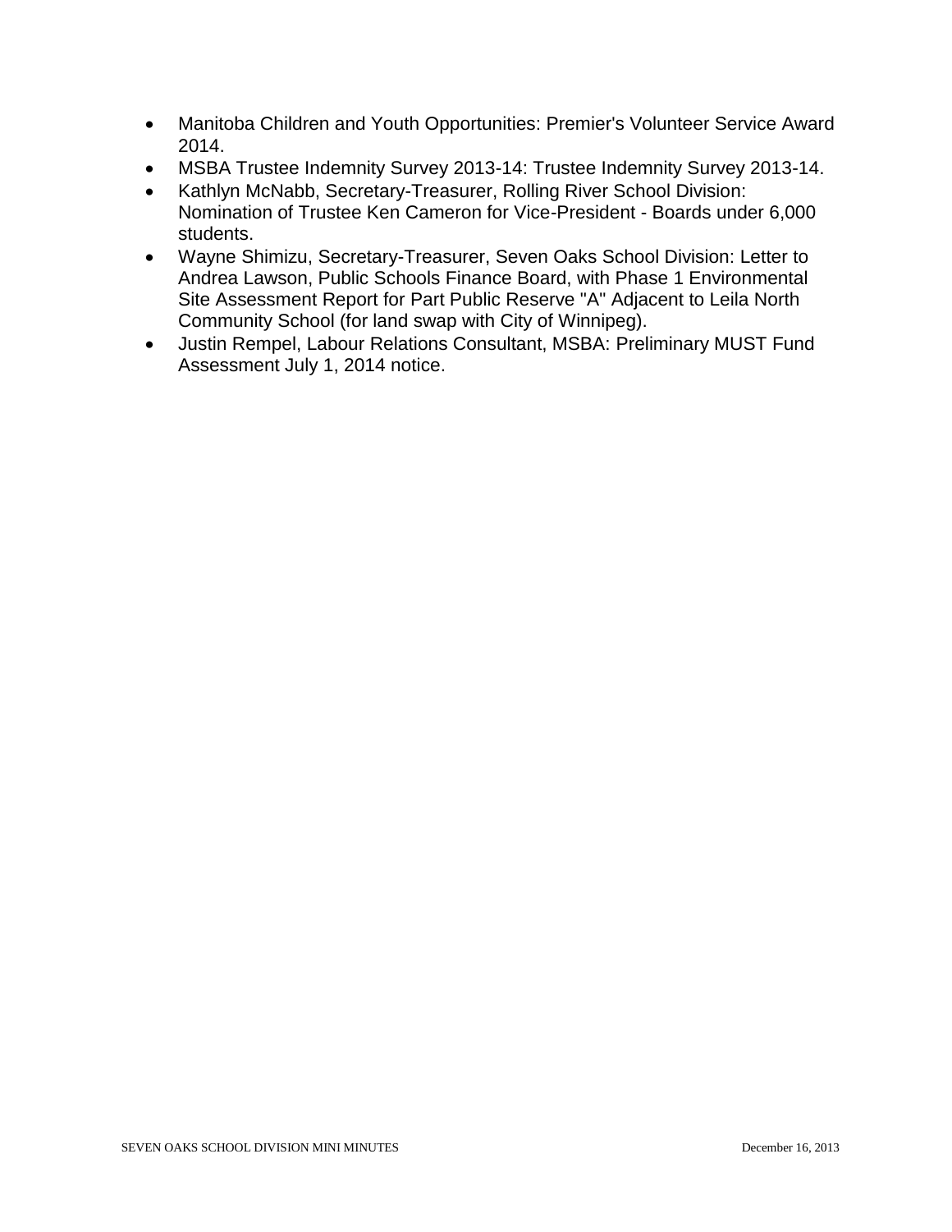- Manitoba Children and Youth Opportunities: Premier's Volunteer Service Award 2014.
- MSBA Trustee Indemnity Survey 2013-14: Trustee Indemnity Survey 2013-14.
- Kathlyn McNabb, Secretary-Treasurer, Rolling River School Division: Nomination of Trustee Ken Cameron for Vice-President - Boards under 6,000 students.
- Wayne Shimizu, Secretary-Treasurer, Seven Oaks School Division: Letter to Andrea Lawson, Public Schools Finance Board, with Phase 1 Environmental Site Assessment Report for Part Public Reserve "A" Adjacent to Leila North Community School (for land swap with City of Winnipeg).
- Justin Rempel, Labour Relations Consultant, MSBA: Preliminary MUST Fund Assessment July 1, 2014 notice.